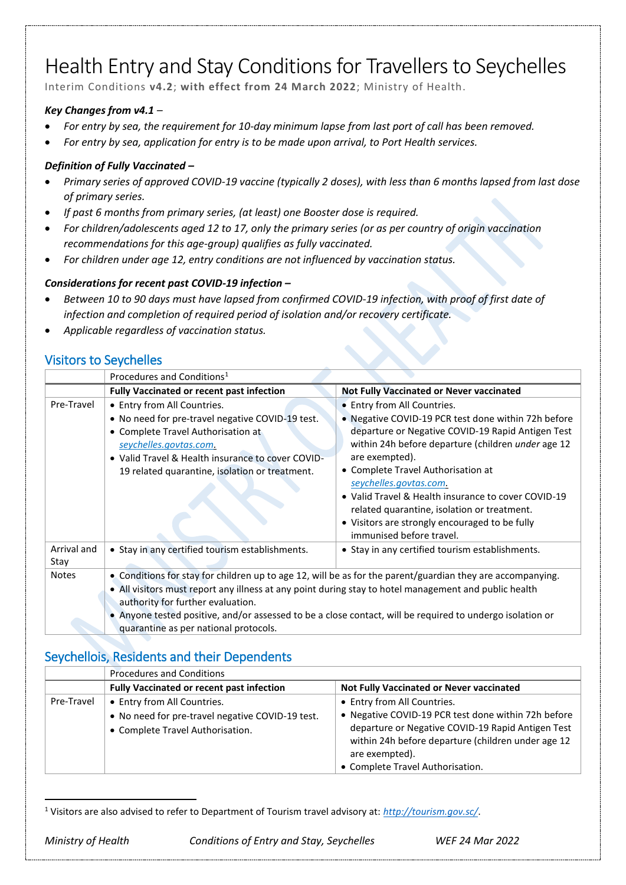# Health Entry and Stay Conditions for Travellers to Seychelles

Interim Conditions **v4.2**; **with effect from 24 March 2022**; Ministry of Health.

***Key Changes from v4.1*** *–*

- *For entry by sea, the requirement for 10-day minimum lapse from last port of call has been removed.*
- *For entry by sea, application for entry is to be made upon arrival, to Port Health services.*

***Definition of Fully Vaccinated –***

- *Primary series of approved COVID-19 vaccine (typically 2 doses), with less than 6 months lapsed from last dose of primary series.*
- *If past 6 months from primary series, (at least) one Booster dose is required.*
- *For children/adolescents aged 12 to 17, only the primary series (or as per country of origin vaccination recommendations for this age-group) qualifies as fully vaccinated.*
- *For children under age 12, entry conditions are not influenced by vaccination status.*

***Considerations for recent past COVID-19 infection –***

- *Between 10 to 90 days must have lapsed from confirmed COVID-19 infection, with proof of first date of infection and completion of required period of isolation and/or recovery certificate.*
- *Applicable regardless of vaccination status.*

## Visitors to Seychelles

| | Procedures and Conditions[1] | |
|---|---|---|
| | **Fully Vaccinated or recent past infection** | **Not Fully Vaccinated or Never vaccinated** |
| Pre-Travel | • Entry from All Countries.<br>• No need for pre-travel negative COVID-19 test.<br>• Complete Travel Authorisation at *seychelles.govtas.com.*<br>• Valid Travel & Health insurance to cover COVID-19 related quarantine, isolation or treatment. | • Entry from All Countries.<br>• Negative COVID-19 PCR test done within 72h before departure or Negative COVID-19 Rapid Antigen Test within 24h before departure (children *under* age 12 are exempted).<br>• Complete Travel Authorisation at *seychelles.govtas.com.*<br>• Valid Travel & Health insurance to cover COVID-19 related quarantine, isolation or treatment.<br>• Visitors are strongly encouraged to be fully immunised before travel. |
| Arrival and Stay | • Stay in any certified tourism establishments. | • Stay in any certified tourism establishments. |
| Notes | • Conditions for stay for children up to age 12, will be as for the parent/guardian they are accompanying.<br>• All visitors must report any illness at any point during stay to hotel management and public health authority for further evaluation.<br>• Anyone tested positive, and/or assessed to be a close contact, will be required to undergo isolation or quarantine as per national protocols. | |

## Seychellois, Residents and their Dependents

| | Procedures and Conditions | |
|---|---|---|
| | **Fully Vaccinated or recent past infection** | **Not Fully Vaccinated or Never vaccinated** |
| Pre-Travel | • Entry from All Countries.<br>• No need for pre-travel negative COVID-19 test.<br>• Complete Travel Authorisation. | • Entry from All Countries.<br>• Negative COVID-19 PCR test done within 72h before departure or Negative COVID-19 Rapid Antigen Test within 24h before departure (children under age 12 are exempted).<br>• Complete Travel Authorisation. |

[1] Visitors are also advised to refer to Department of Tourism travel advisory at: *http://tourism.gov.sc/*.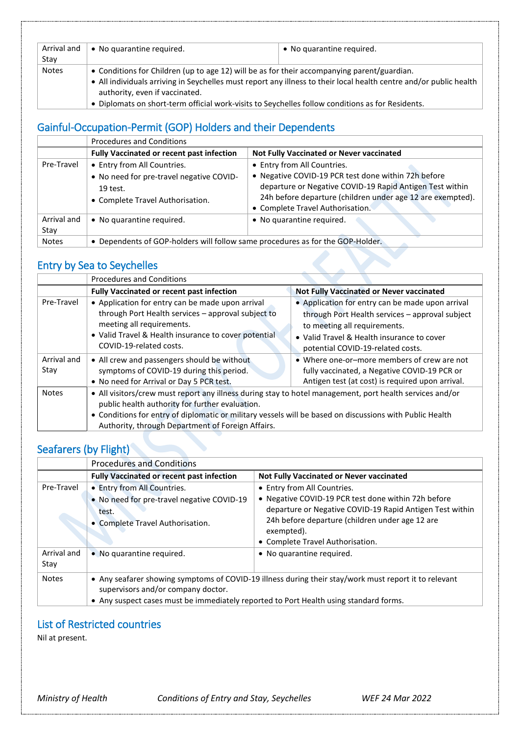| | | |
|---|---|---|
| Arrival and Stay | • No quarantine required. | • No quarantine required. |
| Notes | • Conditions for Children (up to age 12) will be as for their accompanying parent/guardian.<br>• All individuals arriving in Seychelles must report any illness to their local health centre and/or public health authority, even if vaccinated.<br>• Diplomats on short-term official work-visits to Seychelles follow conditions as for Residents. | |

## Gainful-Occupation-Permit (GOP) Holders and their Dependents

| | Procedures and Conditions | |
|---|---|---|
| | **Fully Vaccinated or recent past infection** | **Not Fully Vaccinated or Never vaccinated** |
| Pre-Travel | • Entry from All Countries.<br>• No need for pre-travel negative COVID-19 test.<br>• Complete Travel Authorisation. | • Entry from All Countries.<br>• Negative COVID-19 PCR test done within 72h before departure or Negative COVID-19 Rapid Antigen Test within 24h before departure (children under age 12 are exempted).<br>• Complete Travel Authorisation. |
| Arrival and Stay | • No quarantine required. | • No quarantine required. |
| Notes | • Dependents of GOP-holders will follow same procedures as for the GOP-Holder. | |

## Entry by Sea to Seychelles

| | Procedures and Conditions | |
|---|---|---|
| | **Fully Vaccinated or recent past infection** | **Not Fully Vaccinated or Never vaccinated** |
| Pre-Travel | • Application for entry can be made upon arrival through Port Health services – approval subject to meeting all requirements.<br>• Valid Travel & Health insurance to cover potential COVID-19-related costs. | • Application for entry can be made upon arrival through Port Health services – approval subject to meeting all requirements.<br>• Valid Travel & Health insurance to cover potential COVID-19-related costs. |
| Arrival and Stay | • All crew and passengers should be without symptoms of COVID-19 during this period.<br>• No need for Arrival or Day 5 PCR test. | • Where one-or–more members of crew are not fully vaccinated, a Negative COVID-19 PCR or Antigen test (at cost) is required upon arrival. |
| Notes | • All visitors/crew must report any illness during stay to hotel management, port health services and/or public health authority for further evaluation.<br>• Conditions for entry of diplomatic or military vessels will be based on discussions with Public Health Authority, through Department of Foreign Affairs. | |

## Seafarers (by Flight)

| | Procedures and Conditions | |
|---|---|---|
| | **Fully Vaccinated or recent past infection** | **Not Fully Vaccinated or Never vaccinated** |
| Pre-Travel | • Entry from All Countries.<br>• No need for pre-travel negative COVID-19 test.<br>• Complete Travel Authorisation. | • Entry from All Countries.<br>• Negative COVID-19 PCR test done within 72h before departure or Negative COVID-19 Rapid Antigen Test within 24h before departure (children under age 12 are exempted).<br>• Complete Travel Authorisation. |
| Arrival and Stay | • No quarantine required. | • No quarantine required. |
| Notes | • Any seafarer showing symptoms of COVID-19 illness during their stay/work must report it to relevant supervisors and/or company doctor.<br>• Any suspect cases must be immediately reported to Port Health using standard forms. | |

## List of Restricted countries

Nil at present.